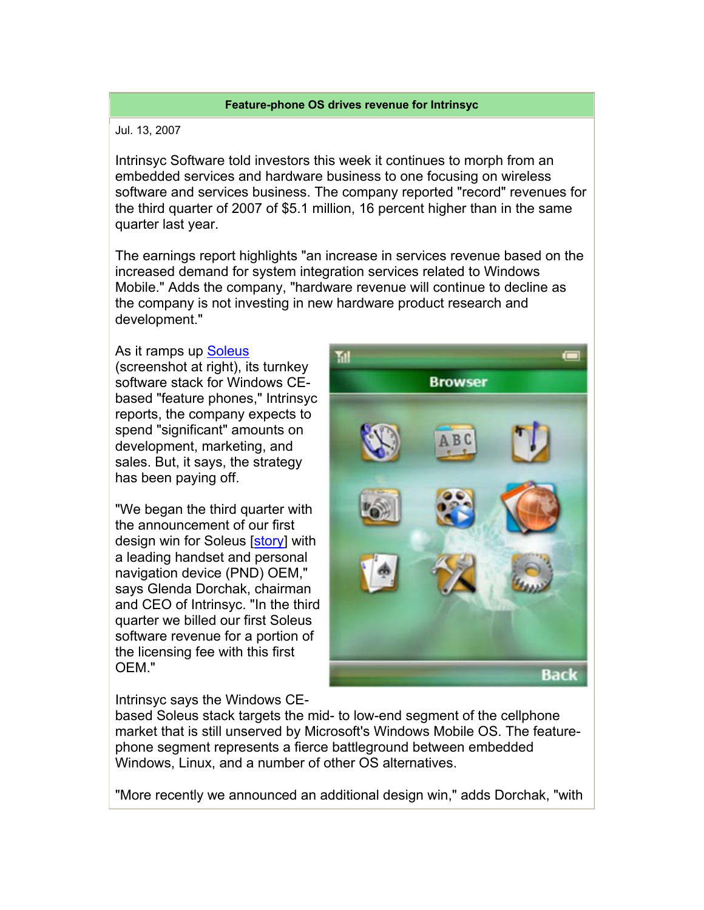**Feature-phone OS drives revenue for Intrinsyc**

Jul. 13, 2007

Intrinsyc Software told investors this week it continues to morph from an embedded services and hardware business to one focusing on wireless software and services business. The company reported "record" revenues for the third quarter of 2007 of $5.1 million, 16 percent higher than in the same quarter last year.

The earnings report highlights "an increase in services revenue based on the increased demand for system integration services related to Windows Mobile." Adds the company, "hardware revenue will continue to decline as the company is not investing in new hardware product research and development."

As it ramps up Soleus (screenshot at right), its turnkey software stack for Windows CE-based "feature phones," Intrinsyc reports, the company expects to spend "significant" amounts on development, marketing, and sales. But, it says, the strategy has been paying off.

"We began the third quarter with the announcement of our first design win for Soleus [story] with a leading handset and personal navigation device (PND) OEM," says Glenda Dorchak, chairman and CEO of Intrinsyc. "In the third quarter we billed our first Soleus software revenue for a portion of the licensing fee with this first OEM."

Intrinsyc says the Windows CE-based Soleus stack targets the mid- to low-end segment of the cellphone market that is still unserved by Microsoft's Windows Mobile OS. The feature-phone segment represents a fierce battleground between embedded Windows, Linux, and a number of other OS alternatives.

"More recently we announced an additional design win," adds Dorchak, "with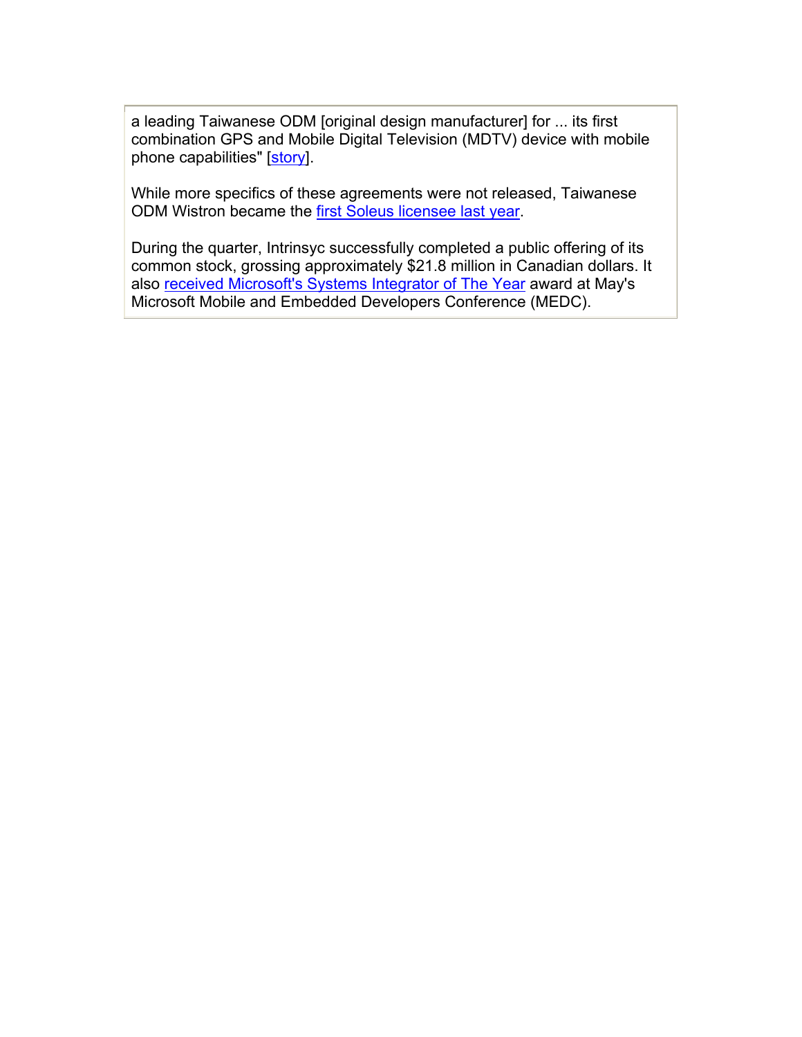a leading Taiwanese ODM [original design manufacturer] for ... its first combination GPS and Mobile Digital Television (MDTV) device with mobile phone capabilities" [story].

While more specifics of these agreements were not released, Taiwanese ODM Wistron became the first Soleus licensee last year.

During the quarter, Intrinsyc successfully completed a public offering of its common stock, grossing approximately $21.8 million in Canadian dollars. It also received Microsoft's Systems Integrator of The Year award at May's Microsoft Mobile and Embedded Developers Conference (MEDC).